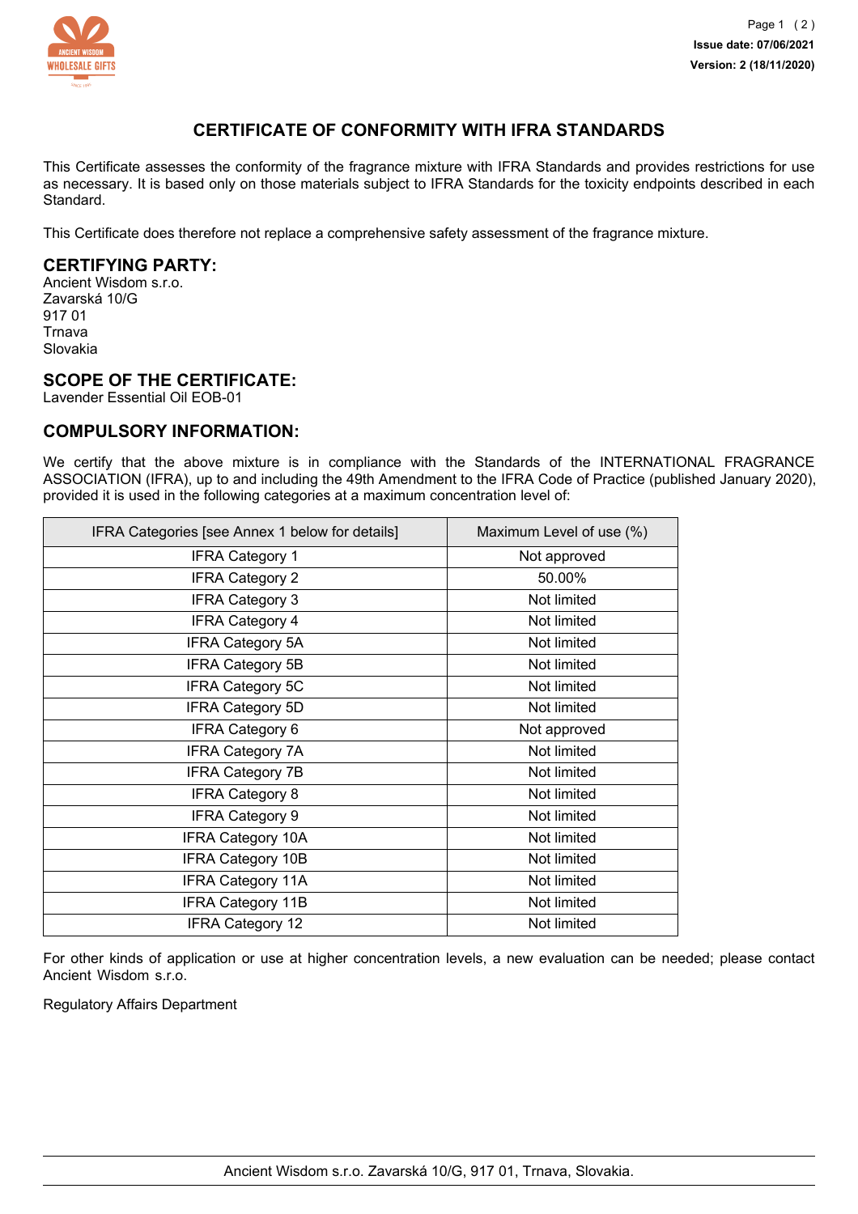Issue date: 07/06/2021

Version: 2 (18/11/2020)

# CERTIFICATE OF CONFORMITY WITH IFRA STANDARDS

This Certificate assesses the conformity of the fragrance mixture with IFRA Standards and provides restrictions for use as necessary. It is based only on those materials subject to IFRA Standards for the toxicity endpoints described in each Standard.

This Certificate does therefore not replace a comprehensive safety assessment of the fragrance mixture.

## CERTIFYING PARTY:

Ancient Wisdom s.r.o.
Zavarská 10/G
917 01
Trnava
Slovakia

## SCOPE OF THE CERTIFICATE:

Lavender Essential Oil EOB-01

## COMPULSORY INFORMATION:

We certify that the above mixture is in compliance with the Standards of the INTERNATIONAL FRAGRANCE ASSOCIATION (IFRA), up to and including the 49th Amendment to the IFRA Code of Practice (published January 2020), provided it is used in the following categories at a maximum concentration level of:

| IFRA Categories [see Annex 1 below for details] | Maximum Level of use (%) |
|---|---|
| IFRA Category 1 | Not approved |
| IFRA Category 2 | 50.00% |
| IFRA Category 3 | Not limited |
| IFRA Category 4 | Not limited |
| IFRA Category 5A | Not limited |
| IFRA Category 5B | Not limited |
| IFRA Category 5C | Not limited |
| IFRA Category 5D | Not limited |
| IFRA Category 6 | Not approved |
| IFRA Category 7A | Not limited |
| IFRA Category 7B | Not limited |
| IFRA Category 8 | Not limited |
| IFRA Category 9 | Not limited |
| IFRA Category 10A | Not limited |
| IFRA Category 10B | Not limited |
| IFRA Category 11A | Not limited |
| IFRA Category 11B | Not limited |
| IFRA Category 12 | Not limited |

For other kinds of application or use at higher concentration levels, a new evaluation can be needed; please contact Ancient Wisdom s.r.o.

Regulatory Affairs Department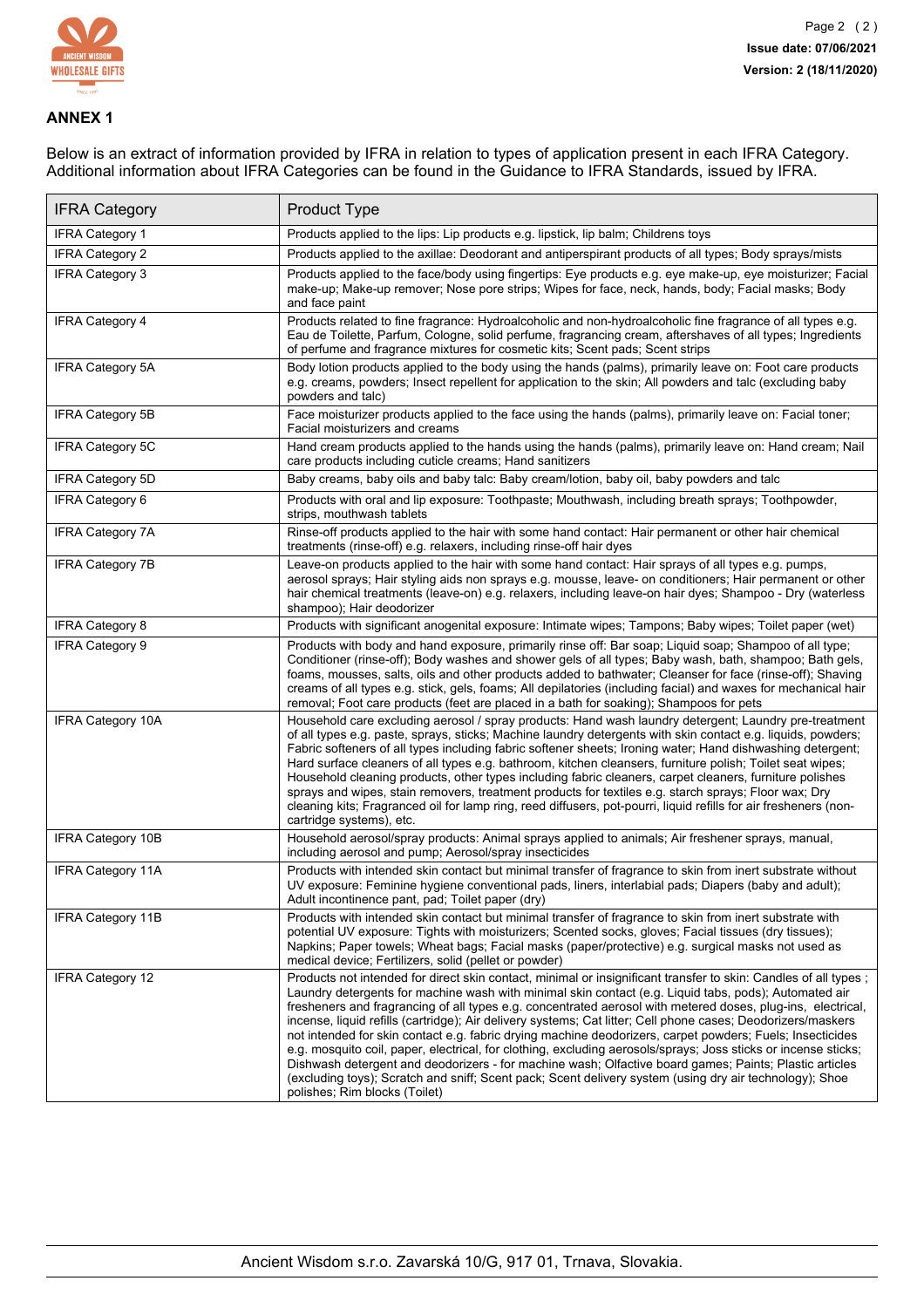## ANNEX 1

Below is an extract of information provided by IFRA in relation to types of application present in each IFRA Category. Additional information about IFRA Categories can be found in the Guidance to IFRA Standards, issued by IFRA.

| IFRA Category | Product Type |
|---|---|
| IFRA Category 1 | Products applied to the lips: Lip products e.g. lipstick, lip balm; Childrens toys |
| IFRA Category 2 | Products applied to the axillae: Deodorant and antiperspirant products of all types; Body sprays/mists |
| IFRA Category 3 | Products applied to the face/body using fingertips: Eye products e.g. eye make-up, eye moisturizer; Facial make-up; Make-up remover; Nose pore strips; Wipes for face, neck, hands, body; Facial masks; Body and face paint |
| IFRA Category 4 | Products related to fine fragrance: Hydroalcoholic and non-hydroalcoholic fine fragrance of all types e.g. Eau de Toilette, Parfum, Cologne, solid perfume, fragrancing cream, aftershaves of all types; Ingredients of perfume and fragrance mixtures for cosmetic kits; Scent pads; Scent strips |
| IFRA Category 5A | Body lotion products applied to the body using the hands (palms), primarily leave on: Foot care products e.g. creams, powders; Insect repellent for application to the skin; All powders and talc (excluding baby powders and talc) |
| IFRA Category 5B | Face moisturizer products applied to the face using the hands (palms), primarily leave on: Facial toner; Facial moisturizers and creams |
| IFRA Category 5C | Hand cream products applied to the hands using the hands (palms), primarily leave on: Hand cream; Nail care products including cuticle creams; Hand sanitizers |
| IFRA Category 5D | Baby creams, baby oils and baby talc: Baby cream/lotion, baby oil, baby powders and talc |
| IFRA Category 6 | Products with oral and lip exposure: Toothpaste; Mouthwash, including breath sprays; Toothpowder, strips, mouthwash tablets |
| IFRA Category 7A | Rinse-off products applied to the hair with some hand contact: Hair permanent or other hair chemical treatments (rinse-off) e.g. relaxers, including rinse-off hair dyes |
| IFRA Category 7B | Leave-on products applied to the hair with some hand contact: Hair sprays of all types e.g. pumps, aerosol sprays; Hair styling aids non sprays e.g. mousse, leave- on conditioners; Hair permanent or other hair chemical treatments (leave-on) e.g. relaxers, including leave-on hair dyes; Shampoo - Dry (waterless shampoo); Hair deodorizer |
| IFRA Category 8 | Products with significant anogenital exposure: Intimate wipes; Tampons; Baby wipes; Toilet paper (wet) |
| IFRA Category 9 | Products with body and hand exposure, primarily rinse off: Bar soap; Liquid soap; Shampoo of all type; Conditioner (rinse-off); Body washes and shower gels of all types; Baby wash, bath, shampoo; Bath gels, foams, mousses, salts, oils and other products added to bathwater; Cleanser for face (rinse-off); Shaving creams of all types e.g. stick, gels, foams; All depilatories (including facial) and waxes for mechanical hair removal; Foot care products (feet are placed in a bath for soaking); Shampoos for pets |
| IFRA Category 10A | Household care excluding aerosol / spray products: Hand wash laundry detergent; Laundry pre-treatment of all types e.g. paste, sprays, sticks; Machine laundry detergents with skin contact e.g. liquids, powders; Fabric softeners of all types including fabric softener sheets; Ironing water; Hand dishwashing detergent; Hard surface cleaners of all types e.g. bathroom, kitchen cleansers, furniture polish; Toilet seat wipes; Household cleaning products, other types including fabric cleaners, carpet cleaners, furniture polishes sprays and wipes, stain removers, treatment products for textiles e.g. starch sprays; Floor wax; Dry cleaning kits; Fragranced oil for lamp ring, reed diffusers, pot-pourri, liquid refills for air fresheners (non-cartridge systems), etc. |
| IFRA Category 10B | Household aerosol/spray products: Animal sprays applied to animals; Air freshener sprays, manual, including aerosol and pump; Aerosol/spray insecticides |
| IFRA Category 11A | Products with intended skin contact but minimal transfer of fragrance to skin from inert substrate without UV exposure: Feminine hygiene conventional pads, liners, interlabial pads; Diapers (baby and adult); Adult incontinence pant, pad; Toilet paper (dry) |
| IFRA Category 11B | Products with intended skin contact but minimal transfer of fragrance to skin from inert substrate with potential UV exposure: Tights with moisturizers; Scented socks, gloves; Facial tissues (dry tissues); Napkins; Paper towels; Wheat bags; Facial masks (paper/protective) e.g. surgical masks not used as medical device; Fertilizers, solid (pellet or powder) |
| IFRA Category 12 | Products not intended for direct skin contact, minimal or insignificant transfer to skin: Candles of all types ; Laundry detergents for machine wash with minimal skin contact (e.g. Liquid tabs, pods); Automated air fresheners and fragrancing of all types e.g. concentrated aerosol with metered doses, plug-ins, electrical, incense, liquid refills (cartridge); Air delivery systems; Cat litter; Cell phone cases; Deodorizers/maskers not intended for skin contact e.g. fabric drying machine deodorizers, carpet powders; Fuels; Insecticides e.g. mosquito coil, paper, electrical, for clothing, excluding aerosols/sprays; Joss sticks or incense sticks; Dishwash detergent and deodorizers - for machine wash; Olfactive board games; Paints; Plastic articles (excluding toys); Scratch and sniff; Scent pack; Scent delivery system (using dry air technology); Shoe polishes; Rim blocks (Toilet) |